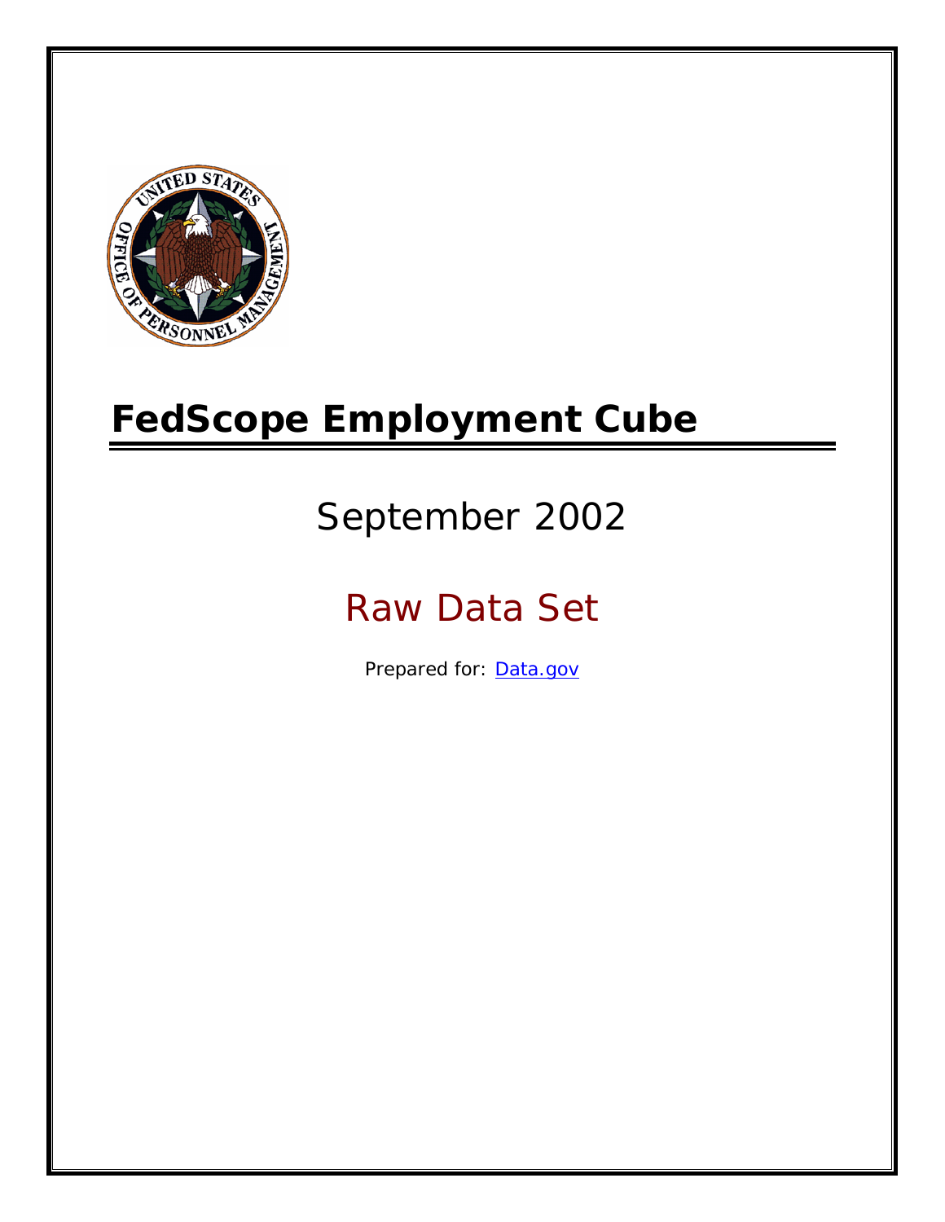# FedScope Employment Cube

September 2002

Raw Data Set

Prepared for: [Data.gov](http://www.data.gov)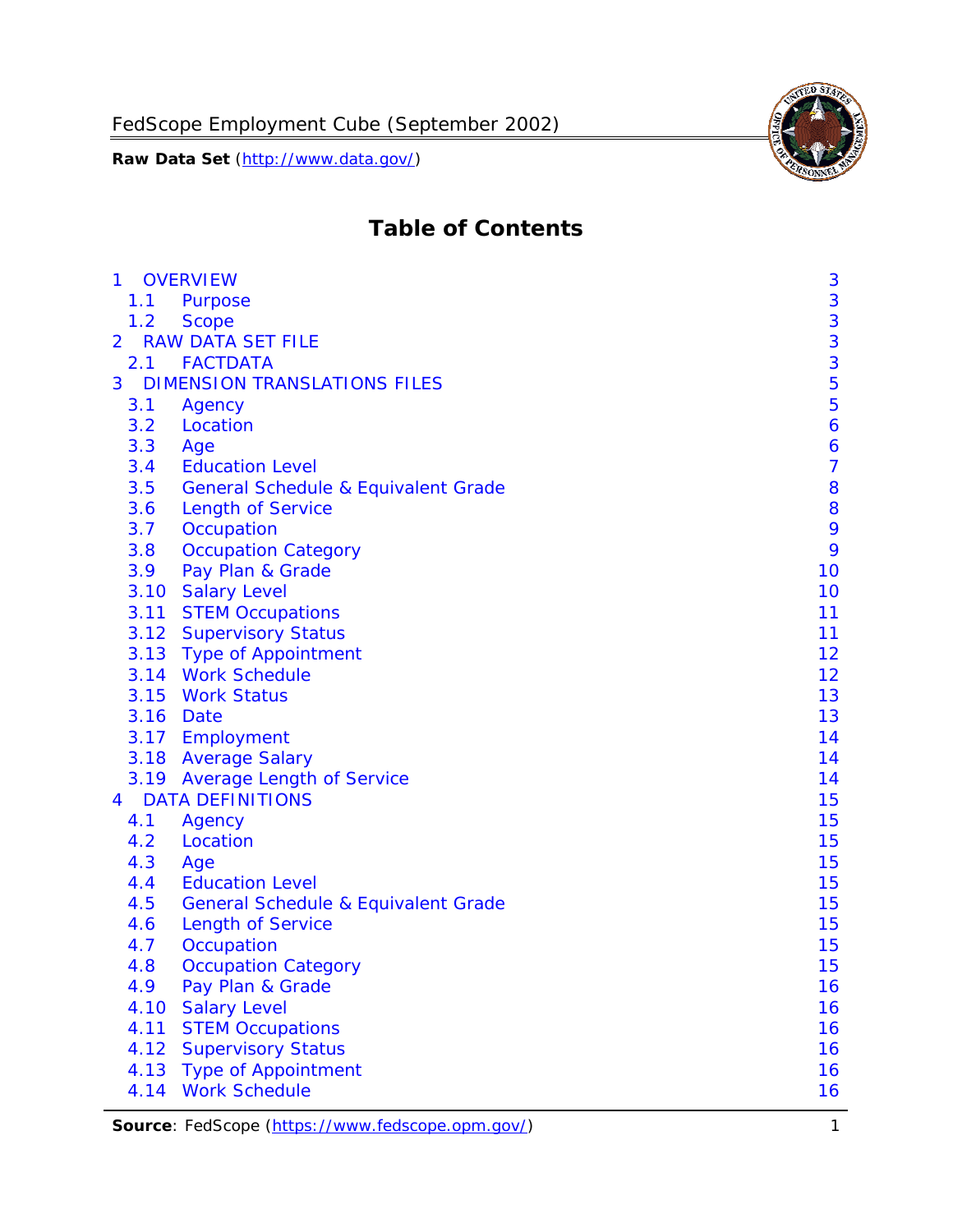# Table of Contents

| | | |
|---|---|---|
| 1 | OVERVIEW | 3 |
| 1.1 | Purpose | 3 |
| 1.2 | Scope | 3 |
| 2 | RAW DATA SET FILE | 3 |
| 2.1 | FACTDATA | 3 |
| 3 | DIMENSION TRANSLATIONS FILES | 5 |
| 3.1 | Agency | 5 |
| 3.2 | Location | 6 |
| 3.3 | Age | 6 |
| 3.4 | Education Level | 7 |
| 3.5 | General Schedule & Equivalent Grade | 8 |
| 3.6 | Length of Service | 8 |
| 3.7 | Occupation | 9 |
| 3.8 | Occupation Category | 9 |
| 3.9 | Pay Plan & Grade | 10 |
| 3.10 | Salary Level | 10 |
| 3.11 | STEM Occupations | 11 |
| 3.12 | Supervisory Status | 11 |
| 3.13 | Type of Appointment | 12 |
| 3.14 | Work Schedule | 12 |
| 3.15 | Work Status | 13 |
| 3.16 | Date | 13 |
| 3.17 | Employment | 14 |
| 3.18 | Average Salary | 14 |
| 3.19 | Average Length of Service | 14 |
| 4 | DATA DEFINITIONS | 15 |
| 4.1 | Agency | 15 |
| 4.2 | Location | 15 |
| 4.3 | Age | 15 |
| 4.4 | Education Level | 15 |
| 4.5 | General Schedule & Equivalent Grade | 15 |
| 4.6 | Length of Service | 15 |
| 4.7 | Occupation | 15 |
| 4.8 | Occupation Category | 15 |
| 4.9 | Pay Plan & Grade | 16 |
| 4.10 | Salary Level | 16 |
| 4.11 | STEM Occupations | 16 |
| 4.12 | Supervisory Status | 16 |
| 4.13 | Type of Appointment | 16 |
| 4.14 | Work Schedule | 16 |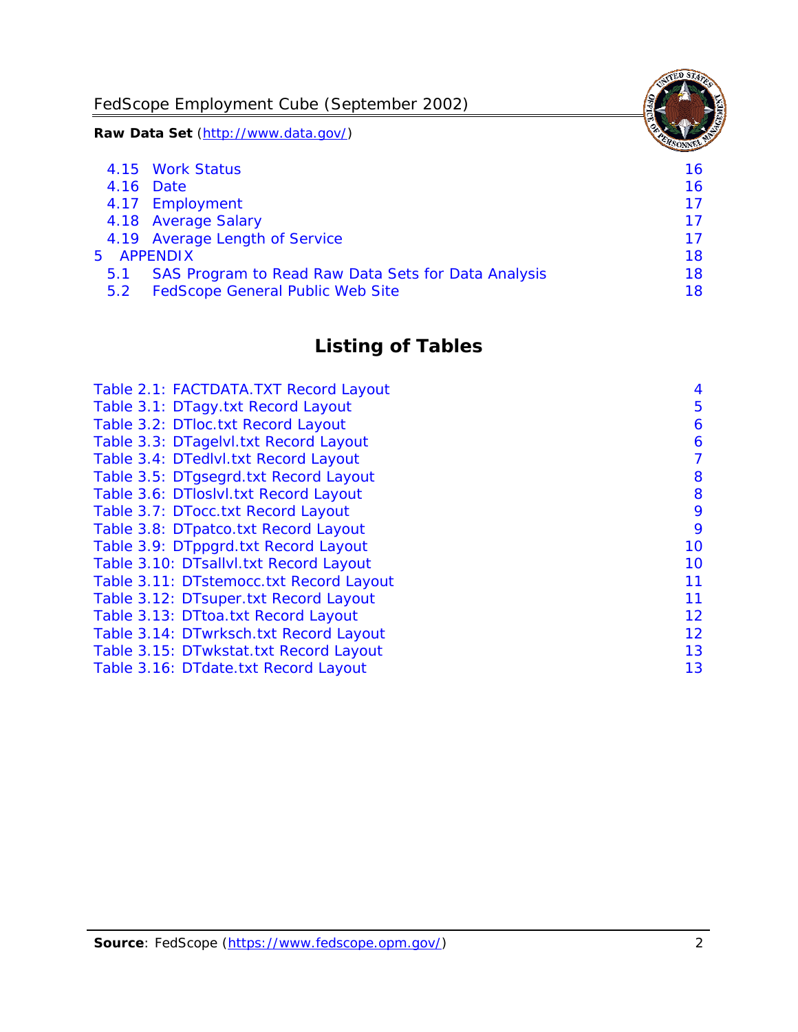| | | |
|---|---|---|
| 4.15 | Work Status | 16 |
| 4.16 | Date | 16 |
| 4.17 | Employment | 17 |
| 4.18 | Average Salary | 17 |
| 4.19 | Average Length of Service | 17 |
| 5 | APPENDIX | 18 |
| 5.1 | SAS Program to Read Raw Data Sets for Data Analysis | 18 |
| 5.2 | FedScope General Public Web Site | 18 |

## Listing of Tables

| | |
|---|---|
| Table 2.1: FACTDATA.TXT Record Layout | 4 |
| Table 3.1: DTagy.txt Record Layout | 5 |
| Table 3.2: DTloc.txt Record Layout | 6 |
| Table 3.3: DTagelvl.txt Record Layout | 6 |
| Table 3.4: DTedlvl.txt Record Layout | 7 |
| Table 3.5: DTgsegrd.txt Record Layout | 8 |
| Table 3.6: DTloslvl.txt Record Layout | 8 |
| Table 3.7: DTocc.txt Record Layout | 9 |
| Table 3.8: DTpatco.txt Record Layout | 9 |
| Table 3.9: DTppgrd.txt Record Layout | 10 |
| Table 3.10: DTsallvl.txt Record Layout | 10 |
| Table 3.11: DTstemocc.txt Record Layout | 11 |
| Table 3.12: DTsuper.txt Record Layout | 11 |
| Table 3.13: DTtoa.txt Record Layout | 12 |
| Table 3.14: DTwrksch.txt Record Layout | 12 |
| Table 3.15: DTwkstat.txt Record Layout | 13 |
| Table 3.16: DTdate.txt Record Layout | 13 |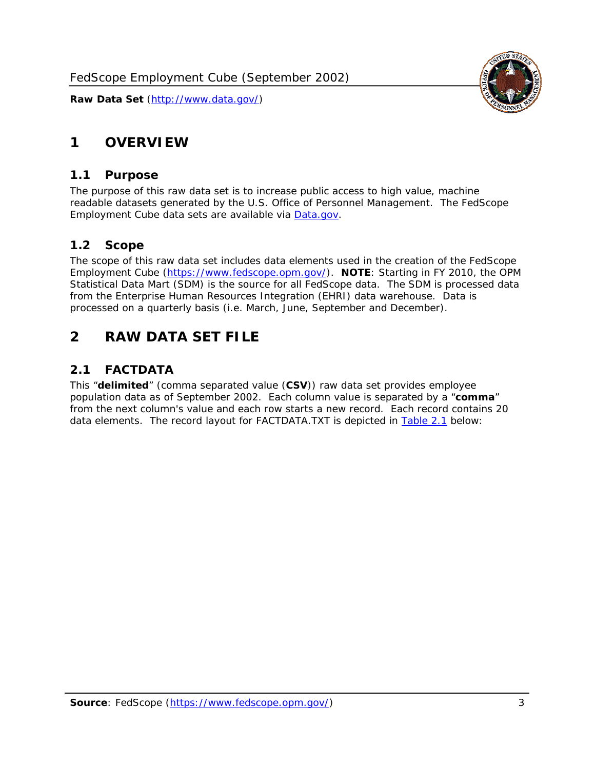# 1 OVERVIEW

## 1.1 Purpose

The purpose of this raw data set is to increase public access to high value, machine readable datasets generated by the U.S. Office of Personnel Management. The FedScope Employment Cube data sets are available via [Data.gov](http://www.data.gov/).

## 1.2 Scope

The scope of this raw data set includes data elements used in the creation of the FedScope Employment Cube ([https://www.fedscope.opm.gov/](https://www.fedscope.opm.gov/)). **NOTE**: Starting in FY 2010, the OPM Statistical Data Mart (SDM) is the source for all FedScope data. The SDM is processed data from the Enterprise Human Resources Integration (EHRI) data warehouse. Data is processed on a quarterly basis (i.e. March, June, September and December).

# 2 RAW DATA SET FILE

## 2.1 FACTDATA

This "**delimited**" (comma separated value (**CSV**)) raw data set provides employee population data as of September 2002. Each column value is separated by a "**comma**" from the next column's value and each row starts a new record. Each record contains 20 data elements. The record layout for FACTDATA.TXT is depicted in Table 2.1 below: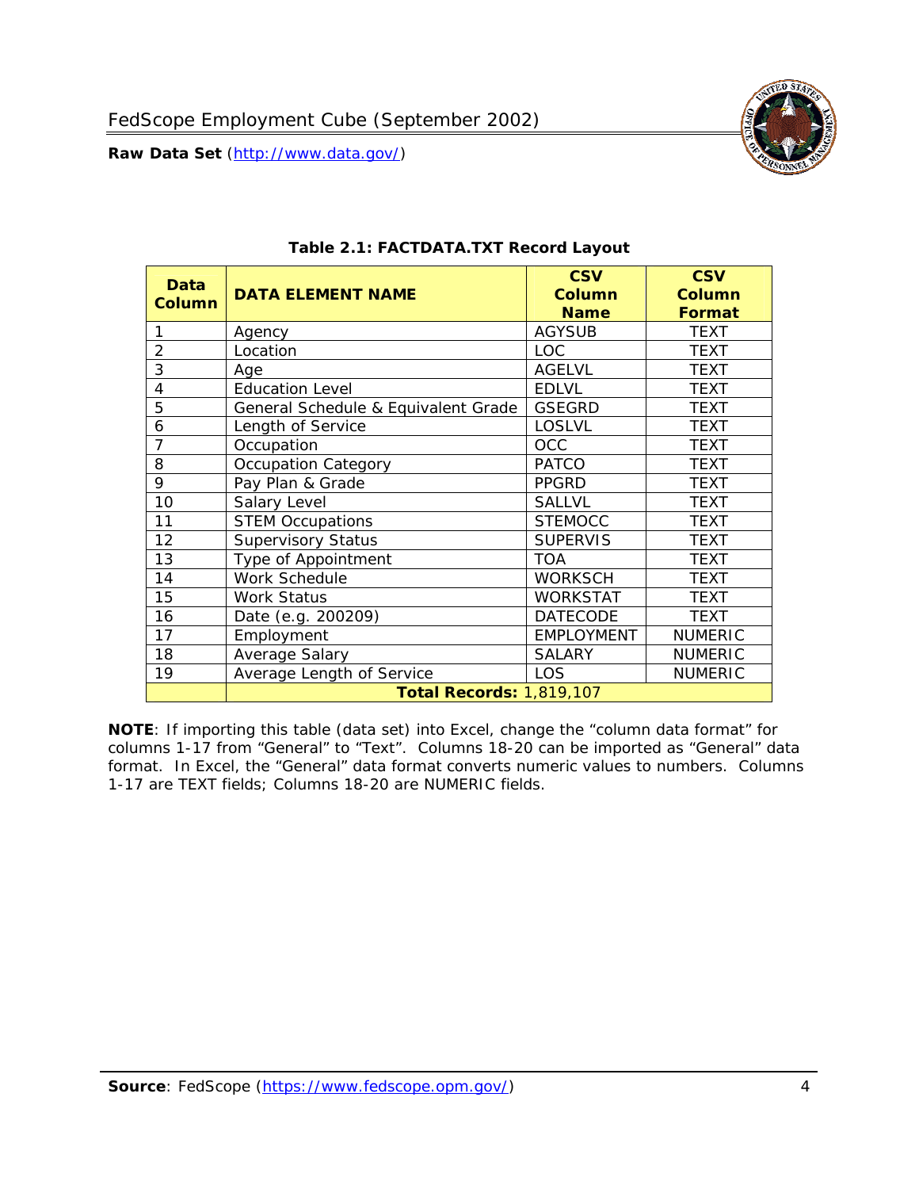**Table 2.1: FACTDATA.TXT Record Layout**

| Data Column | DATA ELEMENT NAME | CSV Column Name | CSV Column Format |
|---|---|---|---|
| 1 | Agency | AGYSUB | TEXT |
| 2 | Location | LOC | TEXT |
| 3 | Age | AGELVL | TEXT |
| 4 | Education Level | EDLVL | TEXT |
| 5 | General Schedule & Equivalent Grade | GSEGRD | TEXT |
| 6 | Length of Service | LOSLVL | TEXT |
| 7 | Occupation | OCC | TEXT |
| 8 | Occupation Category | PATCO | TEXT |
| 9 | Pay Plan & Grade | PPGRD | TEXT |
| 10 | Salary Level | SALLVL | TEXT |
| 11 | STEM Occupations | STEMOCC | TEXT |
| 12 | Supervisory Status | SUPERVIS | TEXT |
| 13 | Type of Appointment | TOA | TEXT |
| 14 | Work Schedule | WORKSCH | TEXT |
| 15 | Work Status | WORKSTAT | TEXT |
| 16 | Date (e.g. 200209) | DATECODE | TEXT |
| 17 | Employment | EMPLOYMENT | NUMERIC |
| 18 | Average Salary | SALARY | NUMERIC |
| 19 | Average Length of Service | LOS | NUMERIC |
| | **Total Records:** 1,819,107 | | |

**NOTE**: If importing this table (data set) into Excel, change the "column data format" for columns 1-17 from "General" to "Text". Columns 18-20 can be imported as "General" data format. In Excel, the "General" data format converts numeric values to numbers. Columns 1-17 are TEXT fields; Columns 18-20 are NUMERIC fields.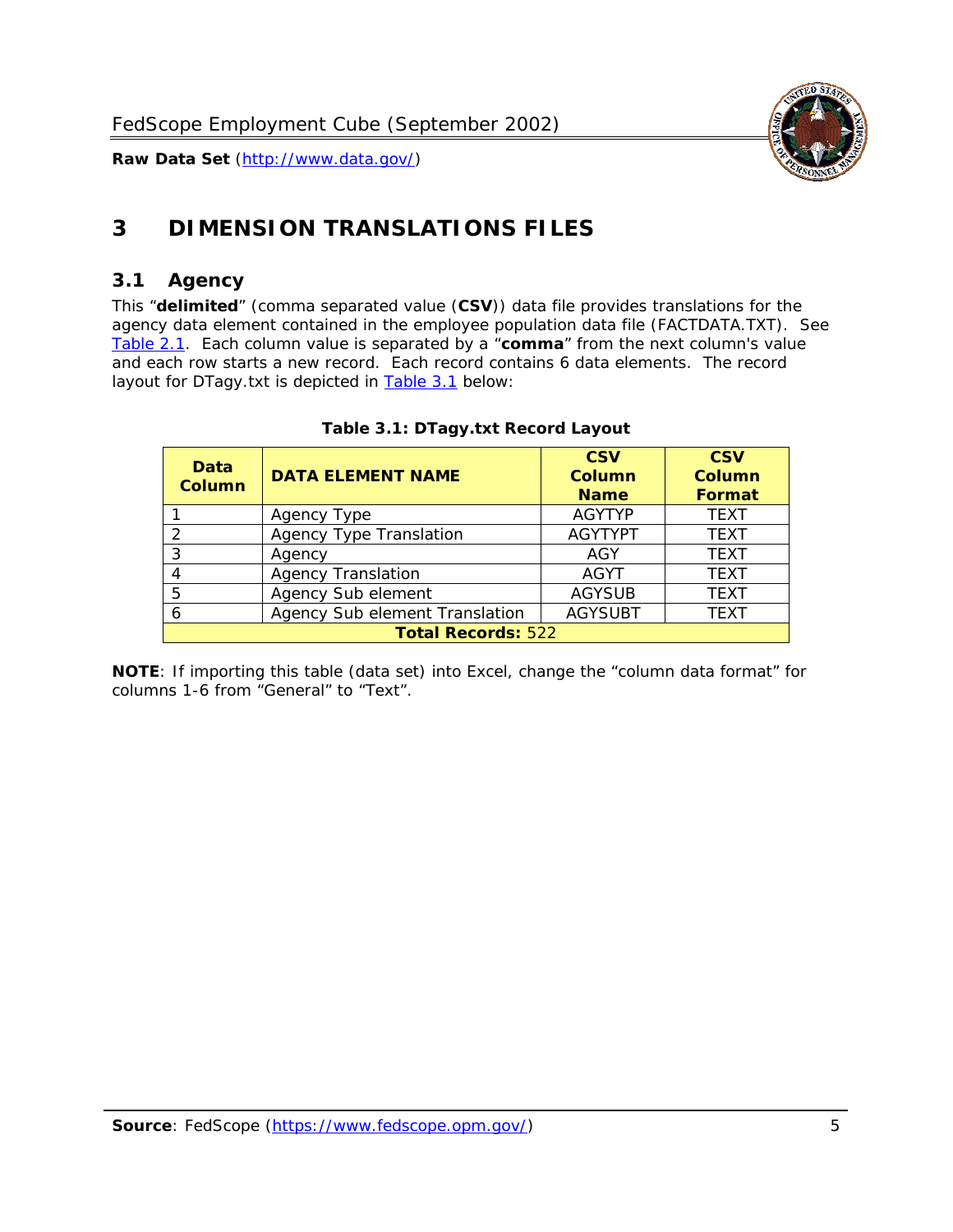# 3 DIMENSION TRANSLATIONS FILES

## 3.1 Agency

This "**delimited**" (comma separated value (**CSV**)) data file provides translations for the agency data element contained in the employee population data file (FACTDATA.TXT). See Table 2.1. Each column value is separated by a "**comma**" from the next column's value and each row starts a new record. Each record contains 6 data elements. The record layout for DTagy.txt is depicted in Table 3.1 below:

**Table 3.1: DTagy.txt Record Layout**

| Data Column | DATA ELEMENT NAME | CSV Column Name | CSV Column Format |
|---|---|---|---|
| 1 | Agency Type | AGYTYP | TEXT |
| 2 | Agency Type Translation | AGYTYPT | TEXT |
| 3 | Agency | AGY | TEXT |
| 4 | Agency Translation | AGYT | TEXT |
| 5 | Agency Sub element | AGYSUB | TEXT |
| 6 | Agency Sub element Translation | AGYSUBT | TEXT |
| **Total Records:** 522 | | | |

**NOTE**: If importing this table (data set) into Excel, change the "column data format" for columns 1-6 from "General" to "Text".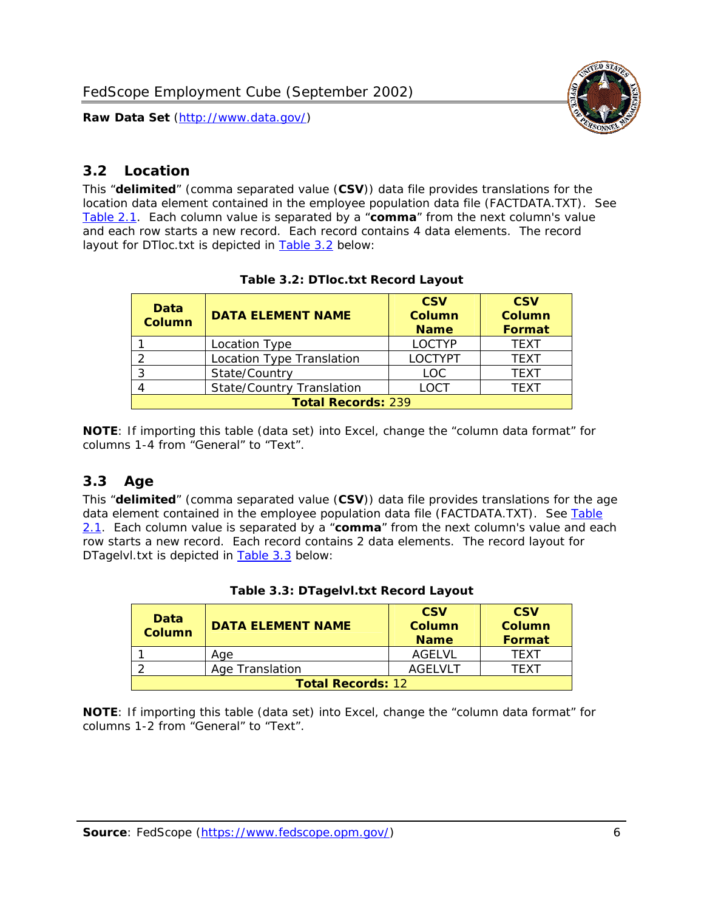## 3.2 Location

This "**delimited**" (comma separated value (**CSV**)) data file provides translations for the location data element contained in the employee population data file (FACTDATA.TXT). See Table 2.1. Each column value is separated by a "**comma**" from the next column's value and each row starts a new record. Each record contains 4 data elements. The record layout for DTloc.txt is depicted in Table 3.2 below:

**Table 3.2: DTloc.txt Record Layout**

| Data Column | DATA ELEMENT NAME | CSV Column Name | CSV Column Format |
|---|---|---|---|
| 1 | Location Type | LOCTYP | TEXT |
| 2 | Location Type Translation | LOCTYPT | TEXT |
| 3 | State/Country | LOC | TEXT |
| 4 | State/Country Translation | LOCT | TEXT |
| **Total Records:** 239 | | | |

**NOTE**: If importing this table (data set) into Excel, change the "column data format" for columns 1-4 from "General" to "Text".

## 3.3 Age

This "**delimited**" (comma separated value (**CSV**)) data file provides translations for the age data element contained in the employee population data file (FACTDATA.TXT). See Table 2.1. Each column value is separated by a "**comma**" from the next column's value and each row starts a new record. Each record contains 2 data elements. The record layout for DTagelvl.txt is depicted in Table 3.3 below:

**Table 3.3: DTagelvl.txt Record Layout**

| Data Column | DATA ELEMENT NAME | CSV Column Name | CSV Column Format |
|---|---|---|---|
| 1 | Age | AGELVL | TEXT |
| 2 | Age Translation | AGELVLT | TEXT |
| **Total Records:** 12 | | | |

**NOTE**: If importing this table (data set) into Excel, change the "column data format" for columns 1-2 from "General" to "Text".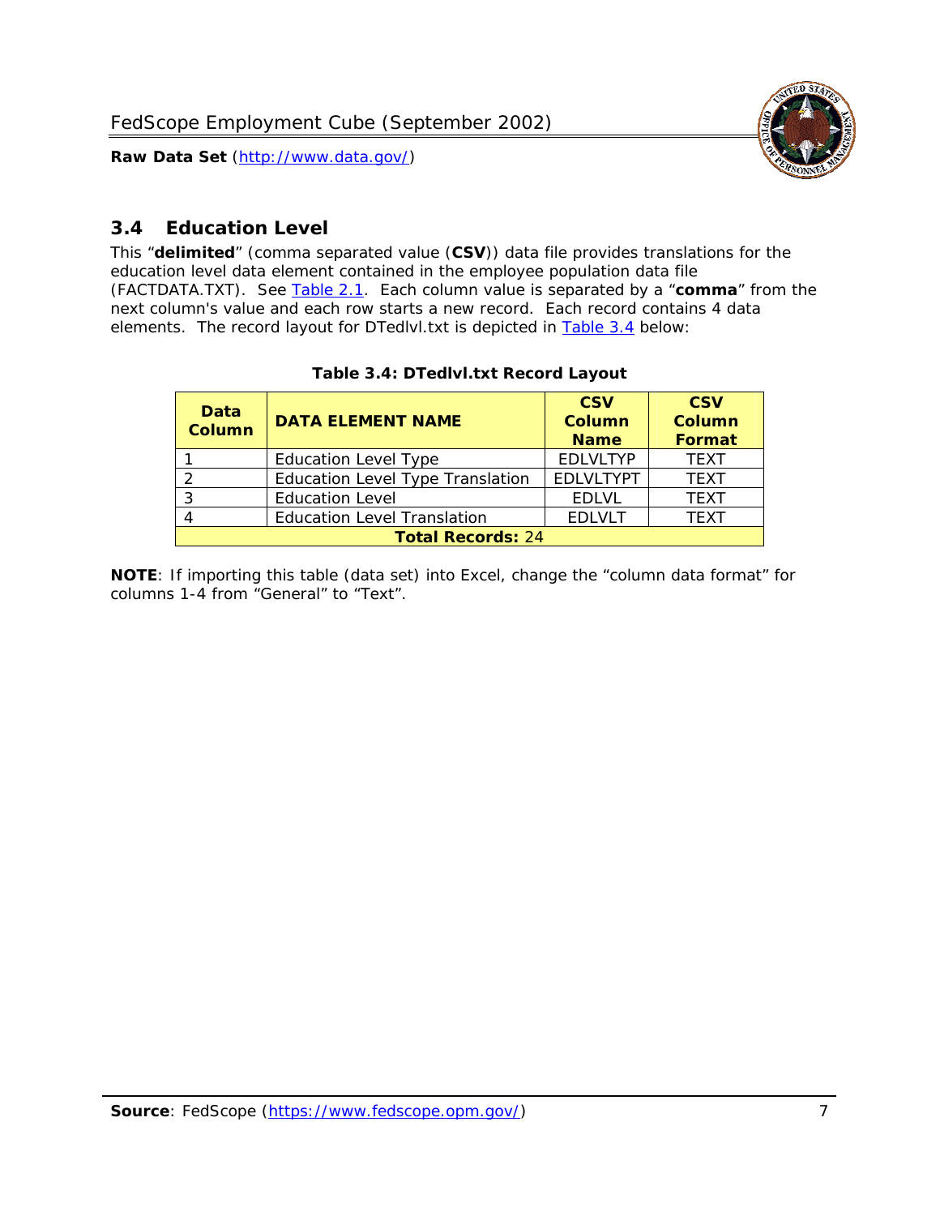## 3.4 Education Level

This "**delimited**" (comma separated value (**CSV**)) data file provides translations for the education level data element contained in the employee population data file (FACTDATA.TXT). See Table 2.1. Each column value is separated by a "**comma**" from the next column's value and each row starts a new record. Each record contains 4 data elements. The record layout for DTedlvl.txt is depicted in Table 3.4 below:

**Table 3.4: DTedlvl.txt Record Layout**

| Data Column | DATA ELEMENT NAME | CSV Column Name | CSV Column Format |
|---|---|---|---|
| 1 | Education Level Type | EDLVLTYP | TEXT |
| 2 | Education Level Type Translation | EDLVLTYPT | TEXT |
| 3 | Education Level | EDLVL | TEXT |
| 4 | Education Level Translation | EDLVLT | TEXT |
| **Total Records:** 24 | | | |

**NOTE**: If importing this table (data set) into Excel, change the "column data format" for columns 1-4 from "General" to "Text".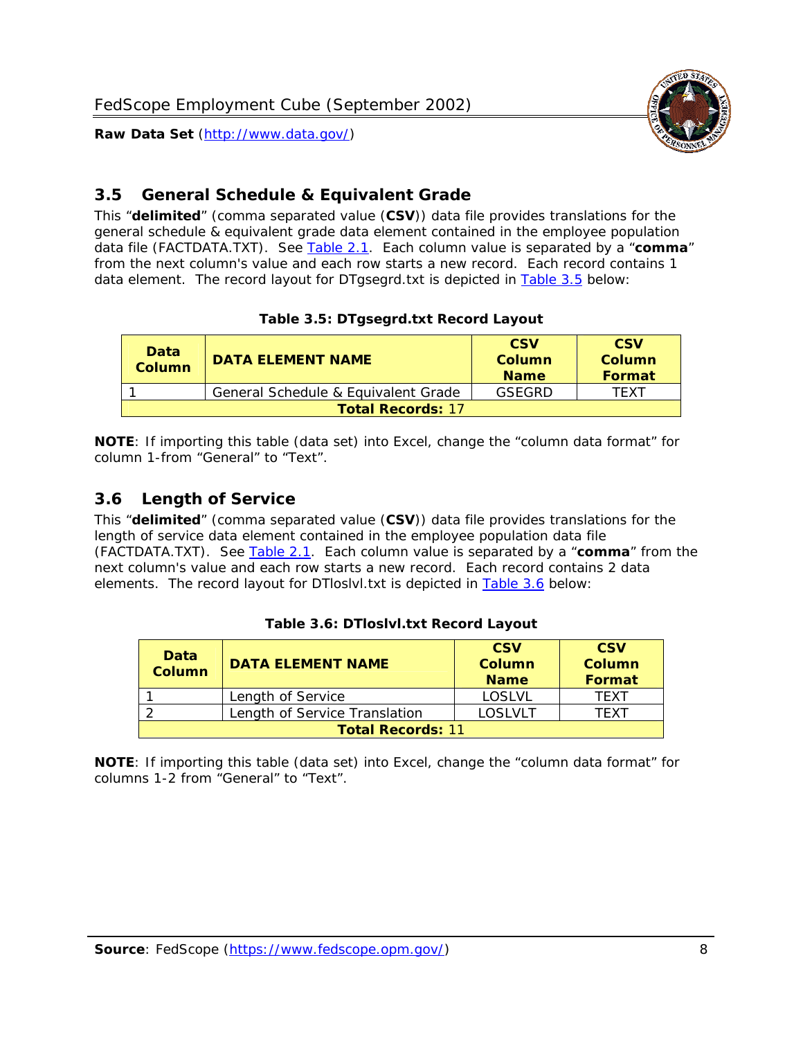## 3.5 General Schedule & Equivalent Grade

This "**delimited**" (comma separated value (**CSV**)) data file provides translations for the general schedule & equivalent grade data element contained in the employee population data file (FACTDATA.TXT). See Table 2.1. Each column value is separated by a "**comma**" from the next column's value and each row starts a new record. Each record contains 1 data element. The record layout for DTgsegrd.txt is depicted in Table 3.5 below:

**Table 3.5: DTgsegrd.txt Record Layout**

| Data Column | DATA ELEMENT NAME | CSV Column Name | CSV Column Format |
|---|---|---|---|
| 1 | General Schedule & Equivalent Grade | GSEGRD | TEXT |
| **Total Records:** 17 | | | |

**NOTE**: If importing this table (data set) into Excel, change the "column data format" for column 1-from "General" to "Text".

## 3.6 Length of Service

This "**delimited**" (comma separated value (**CSV**)) data file provides translations for the length of service data element contained in the employee population data file (FACTDATA.TXT). See Table 2.1. Each column value is separated by a "**comma**" from the next column's value and each row starts a new record. Each record contains 2 data elements. The record layout for DTloslvl.txt is depicted in Table 3.6 below:

**Table 3.6: DTloslvl.txt Record Layout**

| Data Column | DATA ELEMENT NAME | CSV Column Name | CSV Column Format |
|---|---|---|---|
| 1 | Length of Service | LOSLVL | TEXT |
| 2 | Length of Service Translation | LOSLVLT | TEXT |
| **Total Records:** 11 | | | |

**NOTE**: If importing this table (data set) into Excel, change the "column data format" for columns 1-2 from "General" to "Text".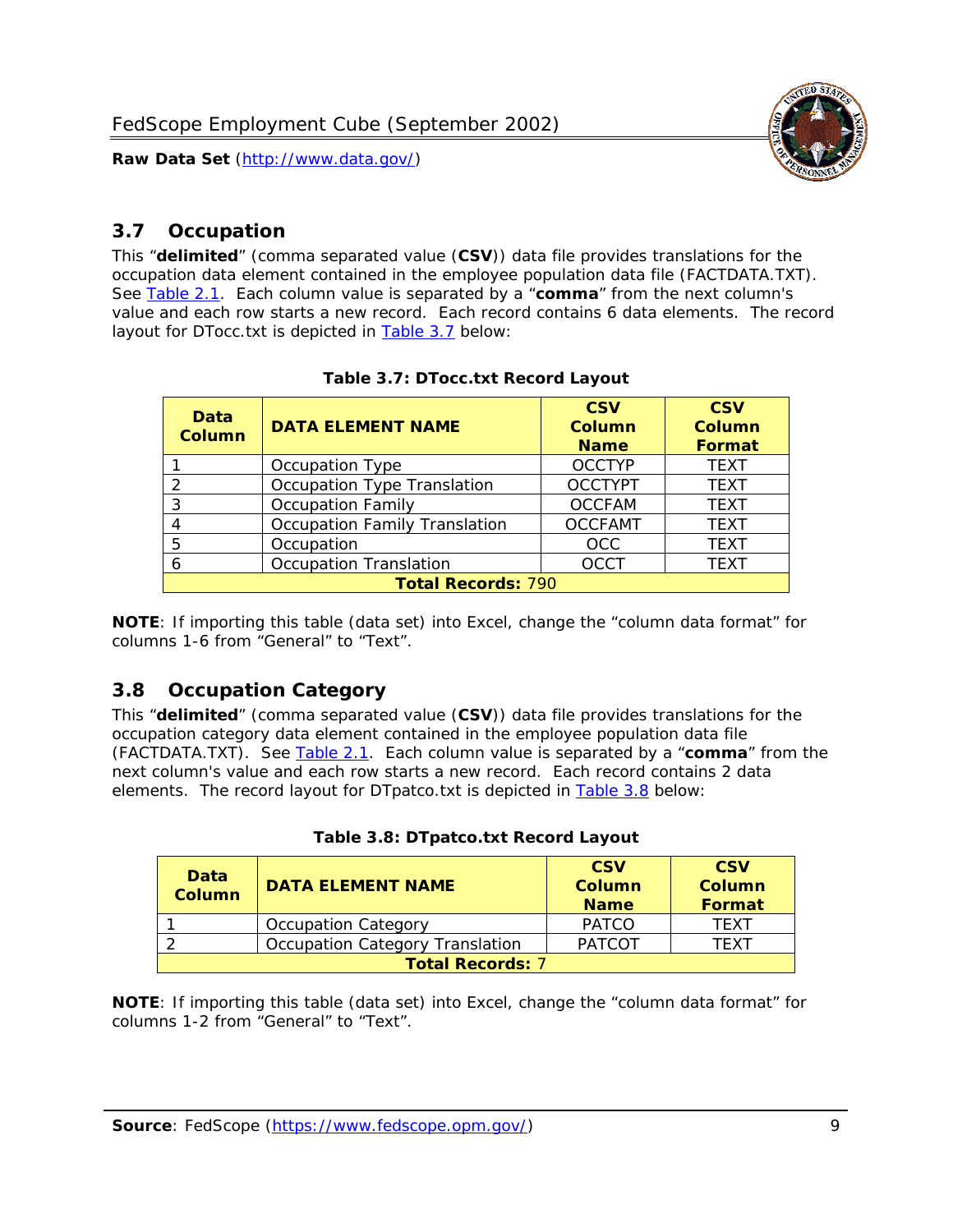## 3.7 Occupation

This "**delimited**" (comma separated value (**CSV**)) data file provides translations for the occupation data element contained in the employee population data file (FACTDATA.TXT). See Table 2.1. Each column value is separated by a "**comma**" from the next column's value and each row starts a new record. Each record contains 6 data elements. The record layout for DTocc.txt is depicted in Table 3.7 below:

**Table 3.7: DTocc.txt Record Layout**

| Data Column | DATA ELEMENT NAME | CSV Column Name | CSV Column Format |
|---|---|---|---|
| 1 | Occupation Type | OCCTYP | TEXT |
| 2 | Occupation Type Translation | OCCTYPT | TEXT |
| 3 | Occupation Family | OCCFAM | TEXT |
| 4 | Occupation Family Translation | OCCFAMT | TEXT |
| 5 | Occupation | OCC | TEXT |
| 6 | Occupation Translation | OCCT | TEXT |
| **Total Records:** 790 | | | |

**NOTE**: If importing this table (data set) into Excel, change the "column data format" for columns 1-6 from "General" to "Text".

## 3.8 Occupation Category

This "**delimited**" (comma separated value (**CSV**)) data file provides translations for the occupation category data element contained in the employee population data file (FACTDATA.TXT). See Table 2.1. Each column value is separated by a "**comma**" from the next column's value and each row starts a new record. Each record contains 2 data elements. The record layout for DTpatco.txt is depicted in Table 3.8 below:

**Table 3.8: DTpatco.txt Record Layout**

| Data Column | DATA ELEMENT NAME | CSV Column Name | CSV Column Format |
|---|---|---|---|
| 1 | Occupation Category | PATCO | TEXT |
| 2 | Occupation Category Translation | PATCOT | TEXT |
| **Total Records:** 7 | | | |

**NOTE**: If importing this table (data set) into Excel, change the "column data format" for columns 1-2 from "General" to "Text".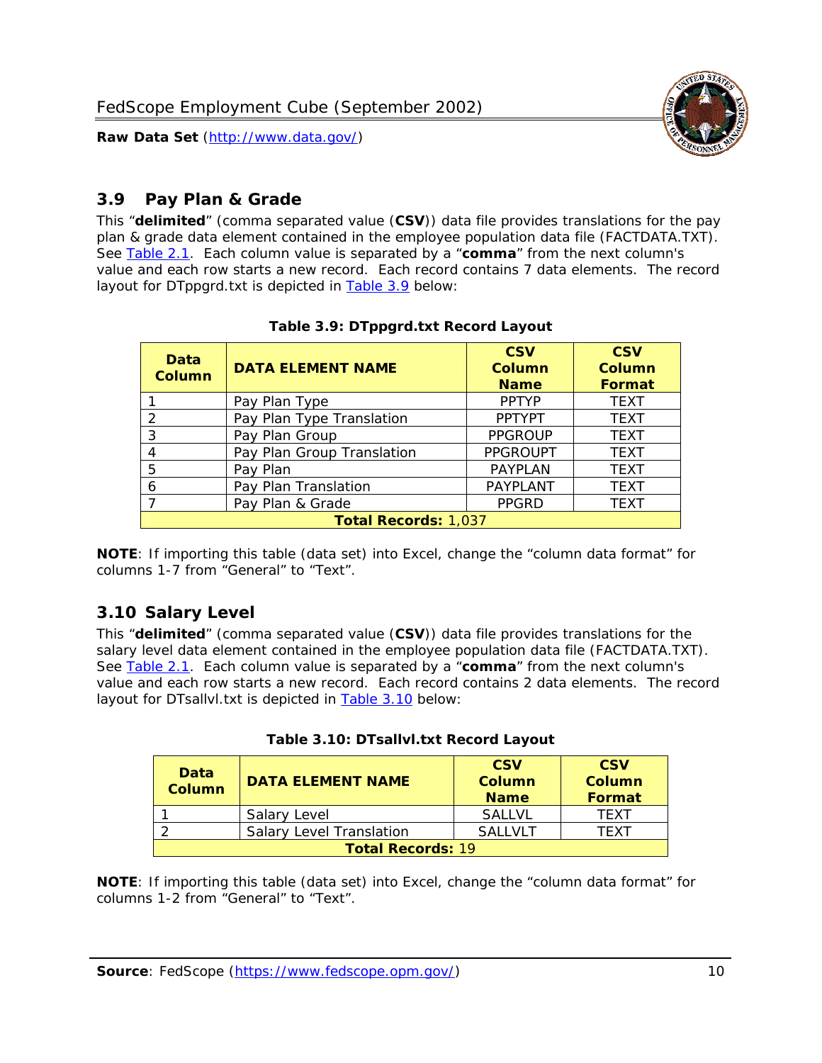## 3.9 Pay Plan & Grade

This "**delimited**" (comma separated value (**CSV**)) data file provides translations for the pay plan & grade data element contained in the employee population data file (FACTDATA.TXT). See Table 2.1. Each column value is separated by a "**comma**" from the next column's value and each row starts a new record. Each record contains 7 data elements. The record layout for DTppgrd.txt is depicted in Table 3.9 below:

**Table 3.9: DTppgrd.txt Record Layout**

| Data Column | DATA ELEMENT NAME | CSV Column Name | CSV Column Format |
|---|---|---|---|
| 1 | Pay Plan Type | PPTYP | TEXT |
| 2 | Pay Plan Type Translation | PPTYPT | TEXT |
| 3 | Pay Plan Group | PPGROUP | TEXT |
| 4 | Pay Plan Group Translation | PPGROUPT | TEXT |
| 5 | Pay Plan | PAYPLAN | TEXT |
| 6 | Pay Plan Translation | PAYPLANT | TEXT |
| 7 | Pay Plan & Grade | PPGRD | TEXT |
| **Total Records:** 1,037 | | | |

**NOTE**: If importing this table (data set) into Excel, change the "column data format" for columns 1-7 from "General" to "Text".

## 3.10 Salary Level

This "**delimited**" (comma separated value (**CSV**)) data file provides translations for the salary level data element contained in the employee population data file (FACTDATA.TXT). See Table 2.1. Each column value is separated by a "**comma**" from the next column's value and each row starts a new record. Each record contains 2 data elements. The record layout for DTsallvl.txt is depicted in Table 3.10 below:

**Table 3.10: DTsallvl.txt Record Layout**

| Data Column | DATA ELEMENT NAME | CSV Column Name | CSV Column Format |
|---|---|---|---|
| 1 | Salary Level | SALLVL | TEXT |
| 2 | Salary Level Translation | SALLVLT | TEXT |
| **Total Records:** 19 | | | |

**NOTE**: If importing this table (data set) into Excel, change the "column data format" for columns 1-2 from "General" to "Text".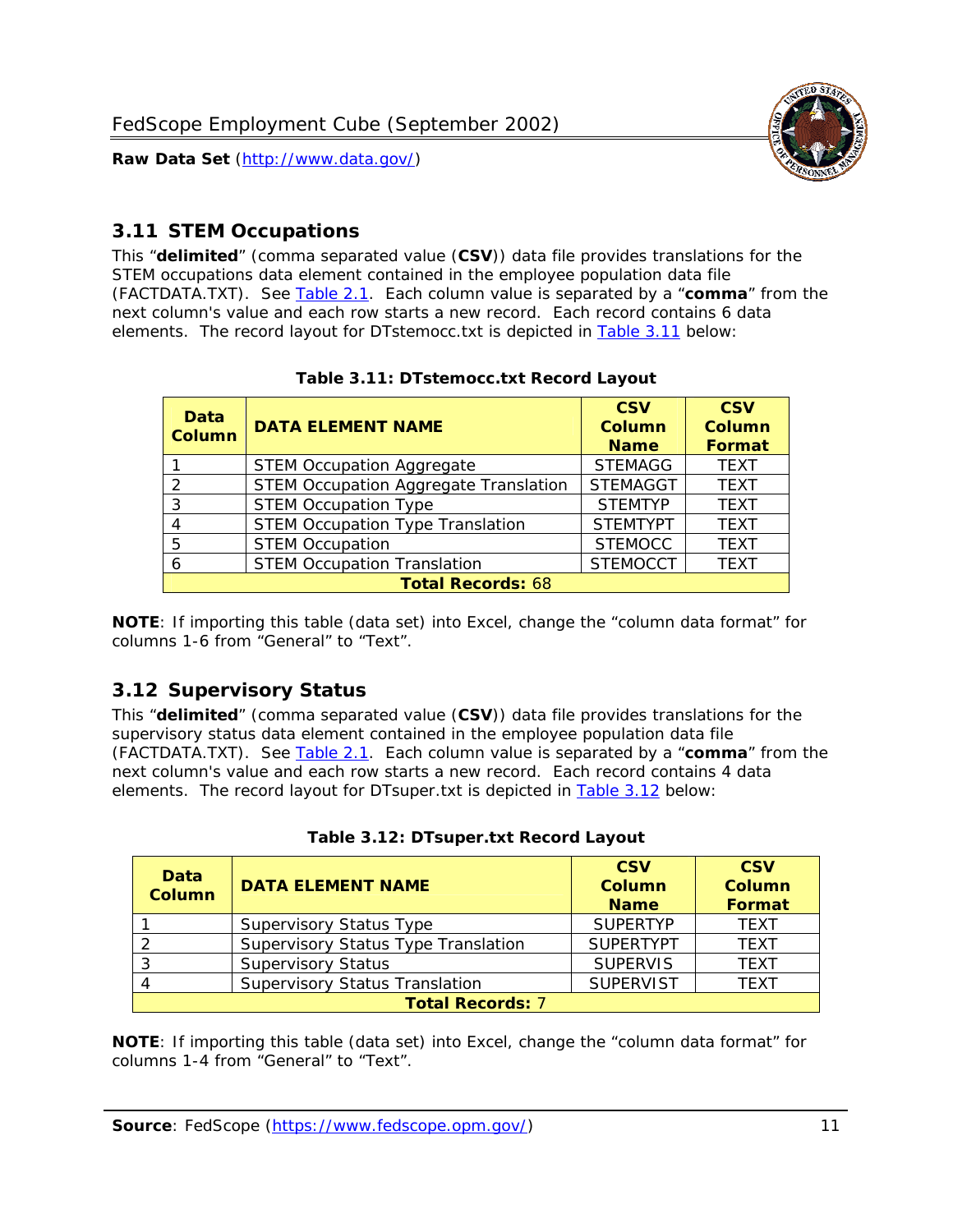## 3.11 STEM Occupations

This "**delimited**" (comma separated value (**CSV**)) data file provides translations for the STEM occupations data element contained in the employee population data file (FACTDATA.TXT). See Table 2.1. Each column value is separated by a "**comma**" from the next column's value and each row starts a new record. Each record contains 6 data elements. The record layout for DTstemocc.txt is depicted in Table 3.11 below:

**Table 3.11: DTstemocc.txt Record Layout**

| Data Column | DATA ELEMENT NAME | CSV Column Name | CSV Column Format |
|---|---|---|---|
| 1 | STEM Occupation Aggregate | STEMAGG | TEXT |
| 2 | STEM Occupation Aggregate Translation | STEMAGGT | TEXT |
| 3 | STEM Occupation Type | STEMTYP | TEXT |
| 4 | STEM Occupation Type Translation | STEMTYPT | TEXT |
| 5 | STEM Occupation | STEMOCC | TEXT |
| 6 | STEM Occupation Translation | STEMOCCT | TEXT |
| **Total Records: 68** | | | |

**NOTE**: If importing this table (data set) into Excel, change the "column data format" for columns 1-6 from "General" to "Text".

## 3.12 Supervisory Status

This "**delimited**" (comma separated value (**CSV**)) data file provides translations for the supervisory status data element contained in the employee population data file (FACTDATA.TXT). See Table 2.1. Each column value is separated by a "**comma**" from the next column's value and each row starts a new record. Each record contains 4 data elements. The record layout for DTsuper.txt is depicted in Table 3.12 below:

**Table 3.12: DTsuper.txt Record Layout**

| Data Column | DATA ELEMENT NAME | CSV Column Name | CSV Column Format |
|---|---|---|---|
| 1 | Supervisory Status Type | SUPERTYP | TEXT |
| 2 | Supervisory Status Type Translation | SUPERTYPT | TEXT |
| 3 | Supervisory Status | SUPERVIS | TEXT |
| 4 | Supervisory Status Translation | SUPERVIST | TEXT |
| **Total Records: 7** | | | |

**NOTE**: If importing this table (data set) into Excel, change the "column data format" for columns 1-4 from "General" to "Text".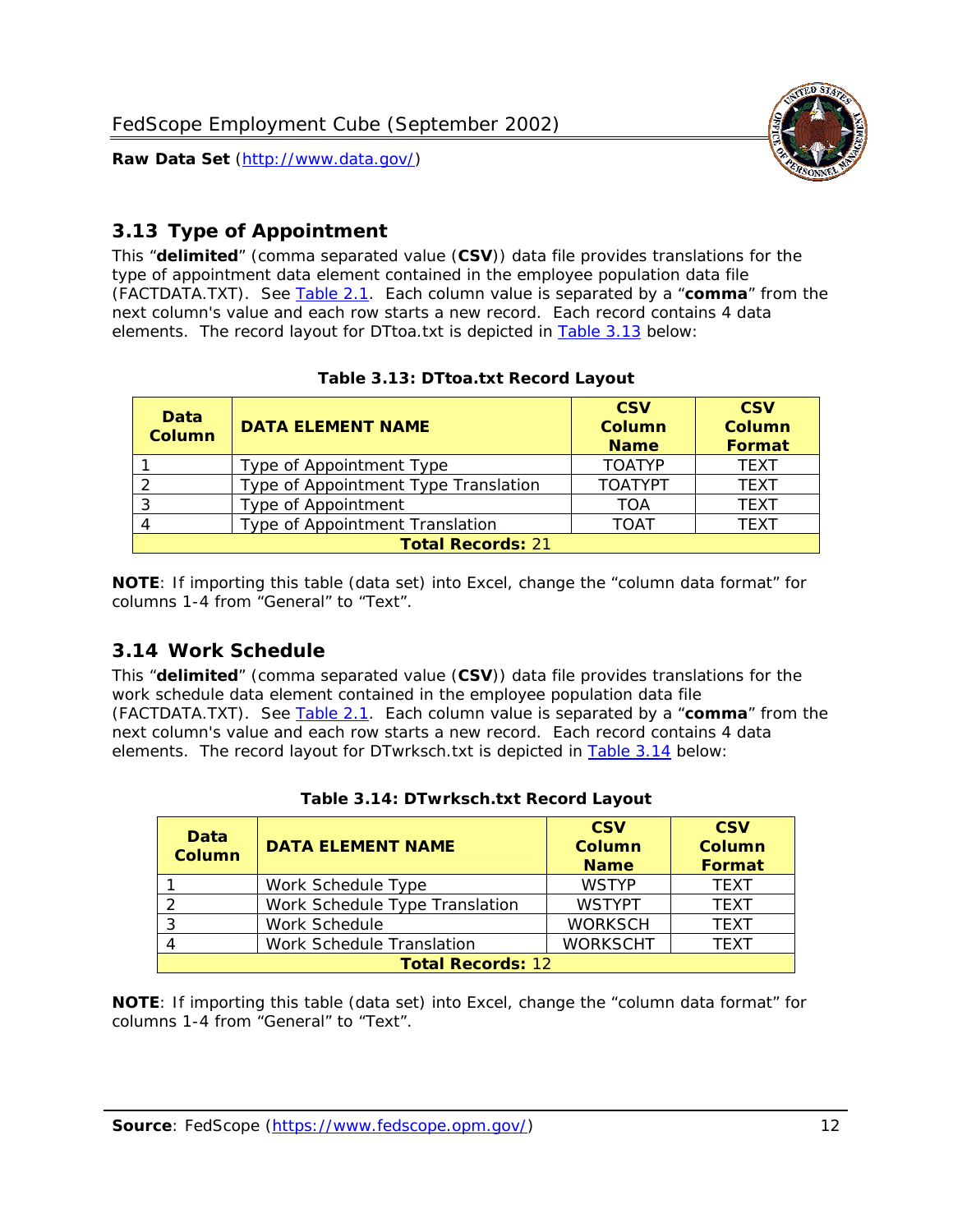## 3.13 Type of Appointment

This "**delimited**" (comma separated value (**CSV**)) data file provides translations for the type of appointment data element contained in the employee population data file (FACTDATA.TXT). See Table 2.1. Each column value is separated by a "**comma**" from the next column's value and each row starts a new record. Each record contains 4 data elements. The record layout for DTtoa.txt is depicted in Table 3.13 below:

**Table 3.13: DTtoa.txt Record Layout**

| Data Column | DATA ELEMENT NAME | CSV Column Name | CSV Column Format |
|---|---|---|---|
| 1 | Type of Appointment Type | TOATYP | TEXT |
| 2 | Type of Appointment Type Translation | TOATYPT | TEXT |
| 3 | Type of Appointment | TOA | TEXT |
| 4 | Type of Appointment Translation | TOAT | TEXT |
| **Total Records:** 21 | | | |

**NOTE**: If importing this table (data set) into Excel, change the "column data format" for columns 1-4 from "General" to "Text".

## 3.14 Work Schedule

This "**delimited**" (comma separated value (**CSV**)) data file provides translations for the work schedule data element contained in the employee population data file (FACTDATA.TXT). See Table 2.1. Each column value is separated by a "**comma**" from the next column's value and each row starts a new record. Each record contains 4 data elements. The record layout for DTwrksch.txt is depicted in Table 3.14 below:

**Table 3.14: DTwrksch.txt Record Layout**

| Data Column | DATA ELEMENT NAME | CSV Column Name | CSV Column Format |
|---|---|---|---|
| 1 | Work Schedule Type | WSTYP | TEXT |
| 2 | Work Schedule Type Translation | WSTYPT | TEXT |
| 3 | Work Schedule | WORKSCH | TEXT |
| 4 | Work Schedule Translation | WORKSCHT | TEXT |
| **Total Records:** 12 | | | |

**NOTE**: If importing this table (data set) into Excel, change the "column data format" for columns 1-4 from "General" to "Text".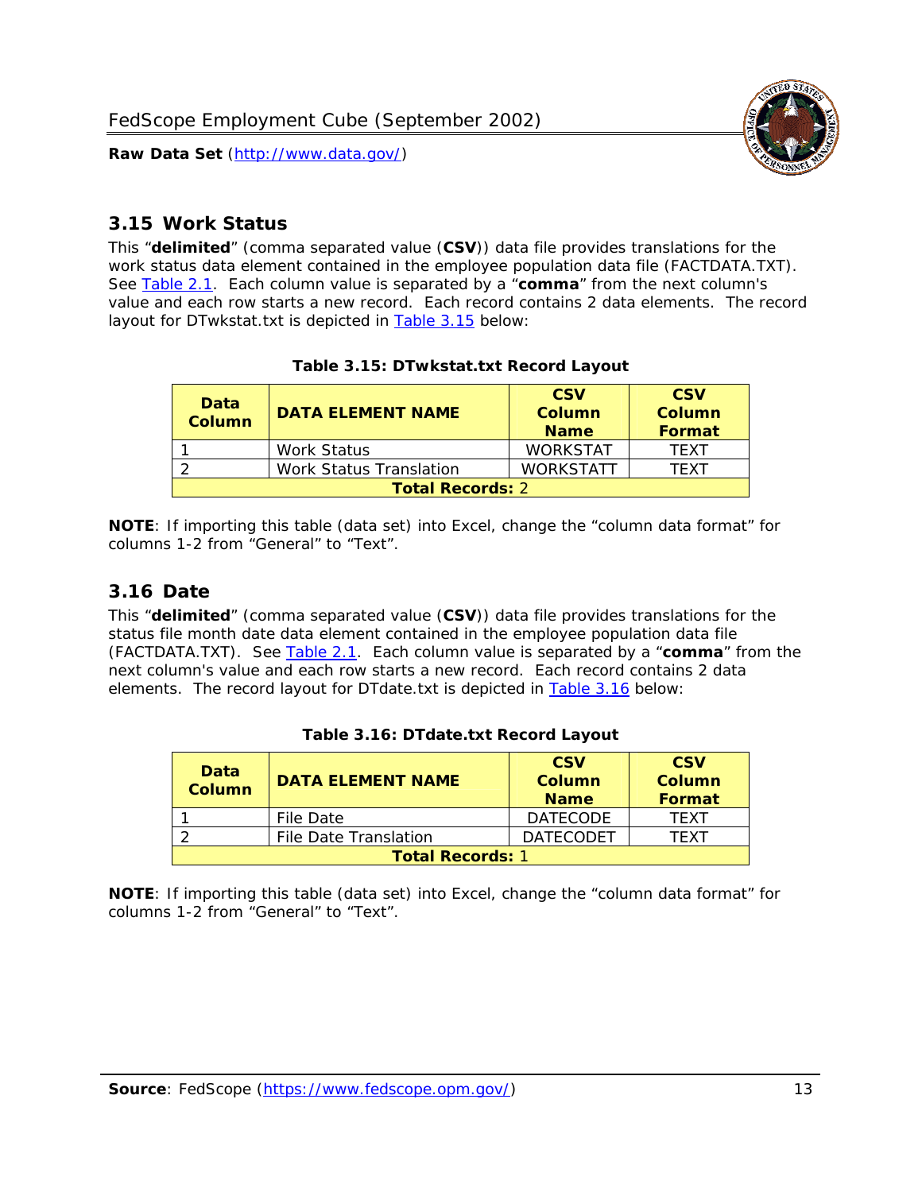## 3.15 Work Status

This "**delimited**" (comma separated value (**CSV**)) data file provides translations for the work status data element contained in the employee population data file (FACTDATA.TXT). See Table 2.1. Each column value is separated by a "**comma**" from the next column's value and each row starts a new record. Each record contains 2 data elements. The record layout for DTwkstat.txt is depicted in Table 3.15 below:

**Table 3.15: DTwkstat.txt Record Layout**

| Data Column | DATA ELEMENT NAME | CSV Column Name | CSV Column Format |
|---|---|---|---|
| 1 | Work Status | WORKSTAT | TEXT |
| 2 | Work Status Translation | WORKSTATT | TEXT |
| **Total Records:** 2 | | | |

**NOTE**: If importing this table (data set) into Excel, change the "column data format" for columns 1-2 from "General" to "Text".

## 3.16 Date

This "**delimited**" (comma separated value (**CSV**)) data file provides translations for the status file month date data element contained in the employee population data file (FACTDATA.TXT). See Table 2.1. Each column value is separated by a "**comma**" from the next column's value and each row starts a new record. Each record contains 2 data elements. The record layout for DTdate.txt is depicted in Table 3.16 below:

**Table 3.16: DTdate.txt Record Layout**

| Data Column | DATA ELEMENT NAME | CSV Column Name | CSV Column Format |
|---|---|---|---|
| 1 | File Date | DATECODE | TEXT |
| 2 | File Date Translation | DATECODET | TEXT |
| **Total Records:** 1 | | | |

**NOTE**: If importing this table (data set) into Excel, change the "column data format" for columns 1-2 from "General" to "Text".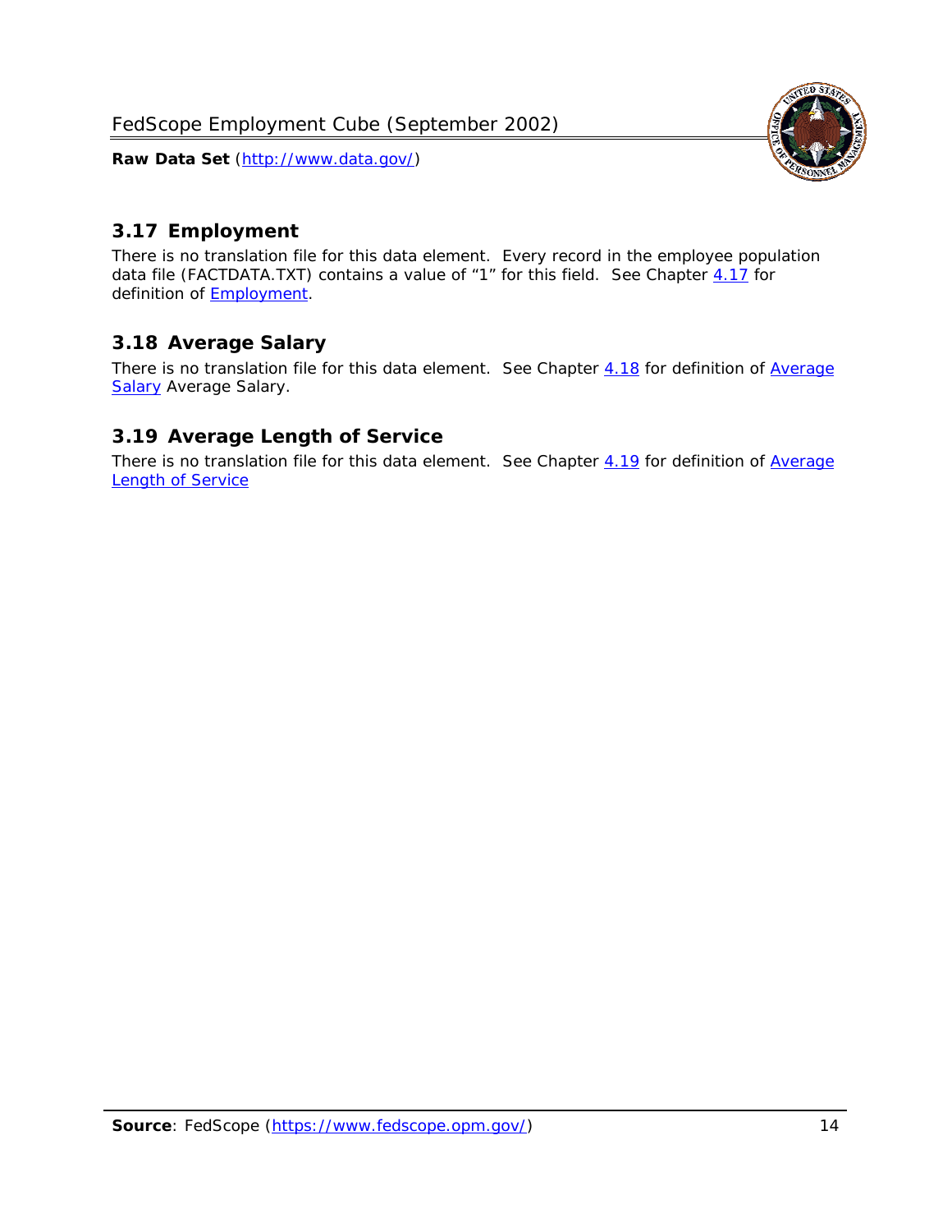## 3.17 Employment

There is no translation file for this data element. Every record in the employee population data file (FACTDATA.TXT) contains a value of "1" for this field. See Chapter 4.17 for definition of Employment.

## 3.18 Average Salary

There is no translation file for this data element. See Chapter 4.18 for definition of Average Salary Average Salary.

## 3.19 Average Length of Service

There is no translation file for this data element. See Chapter 4.19 for definition of Average Length of Service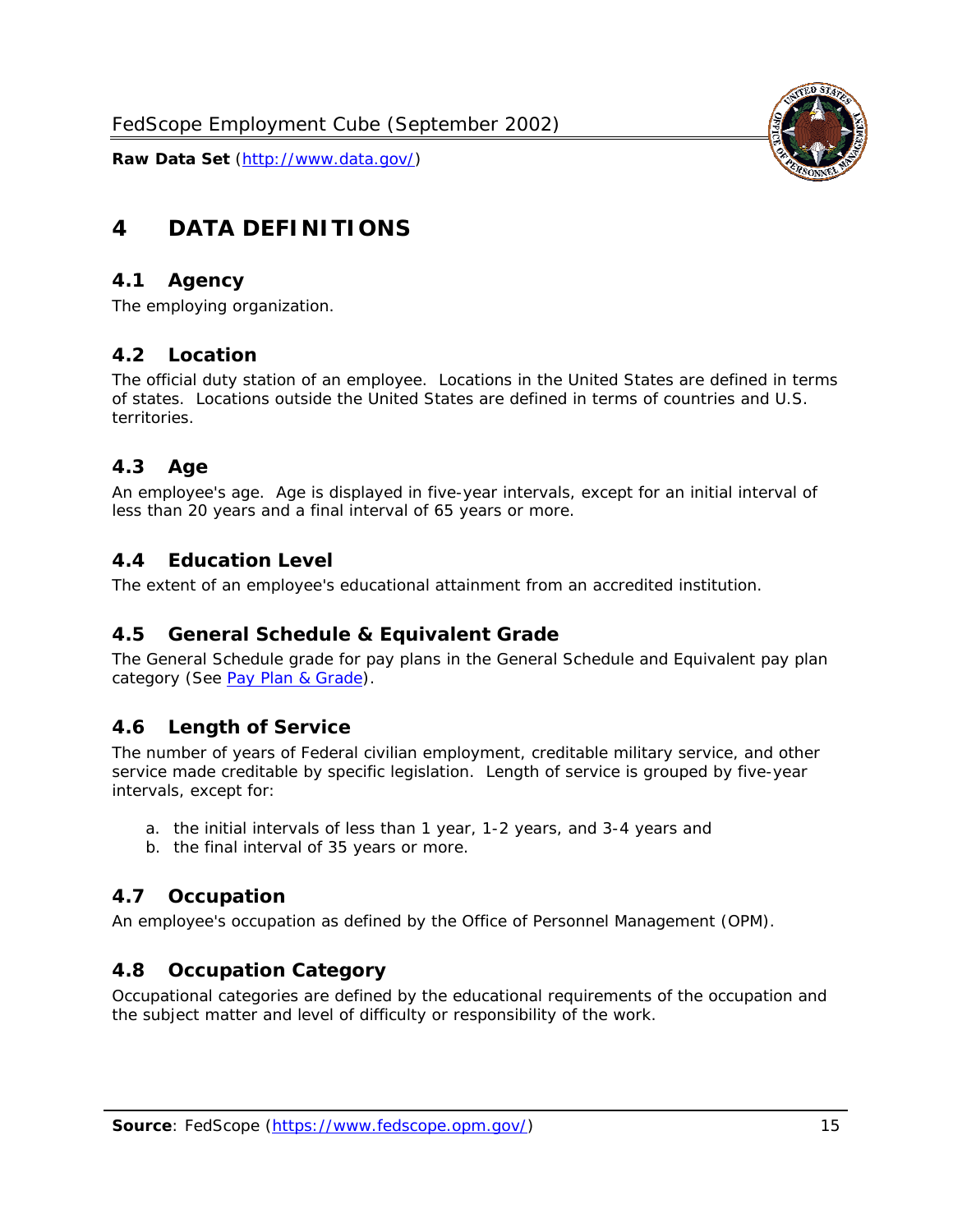# 4 DATA DEFINITIONS

## 4.1 Agency

The employing organization.

## 4.2 Location

The official duty station of an employee. Locations in the United States are defined in terms of states. Locations outside the United States are defined in terms of countries and U.S. territories.

## 4.3 Age

An employee's age. Age is displayed in five-year intervals, except for an initial interval of less than 20 years and a final interval of 65 years or more.

## 4.4 Education Level

The extent of an employee's educational attainment from an accredited institution.

## 4.5 General Schedule & Equivalent Grade

The General Schedule grade for pay plans in the General Schedule and Equivalent pay plan category (See Pay Plan & Grade).

## 4.6 Length of Service

The number of years of Federal civilian employment, creditable military service, and other service made creditable by specific legislation. Length of service is grouped by five-year intervals, except for:

a. the initial intervals of less than 1 year, 1-2 years, and 3-4 years and
b. the final interval of 35 years or more.

## 4.7 Occupation

An employee's occupation as defined by the Office of Personnel Management (OPM).

## 4.8 Occupation Category

Occupational categories are defined by the educational requirements of the occupation and the subject matter and level of difficulty or responsibility of the work.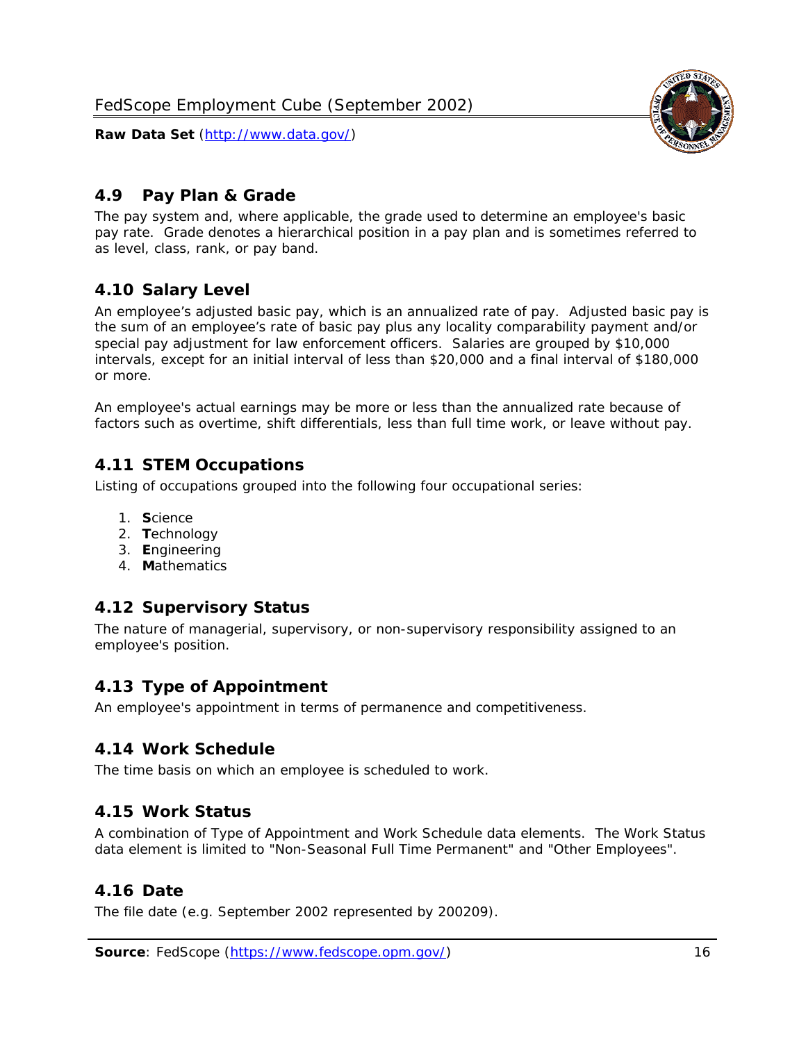## 4.9 Pay Plan & Grade

The pay system and, where applicable, the grade used to determine an employee's basic pay rate. Grade denotes a hierarchical position in a pay plan and is sometimes referred to as level, class, rank, or pay band.

## 4.10 Salary Level

An employee's adjusted basic pay, which is an annualized rate of pay. Adjusted basic pay is the sum of an employee's rate of basic pay plus any locality comparability payment and/or special pay adjustment for law enforcement officers. Salaries are grouped by $10,000 intervals, except for an initial interval of less than $20,000 and a final interval of $180,000 or more.

An employee's actual earnings may be more or less than the annualized rate because of factors such as overtime, shift differentials, less than full time work, or leave without pay.

## 4.11 STEM Occupations

Listing of occupations grouped into the following four occupational series:

1. **S**cience
2. **T**echnology
3. **E**ngineering
4. **M**athematics

## 4.12 Supervisory Status

The nature of managerial, supervisory, or non-supervisory responsibility assigned to an employee's position.

## 4.13 Type of Appointment

An employee's appointment in terms of permanence and competitiveness.

## 4.14 Work Schedule

The time basis on which an employee is scheduled to work.

## 4.15 Work Status

A combination of Type of Appointment and Work Schedule data elements. The Work Status data element is limited to "Non-Seasonal Full Time Permanent" and "Other Employees".

## 4.16 Date

The file date (e.g. September 2002 represented by 200209).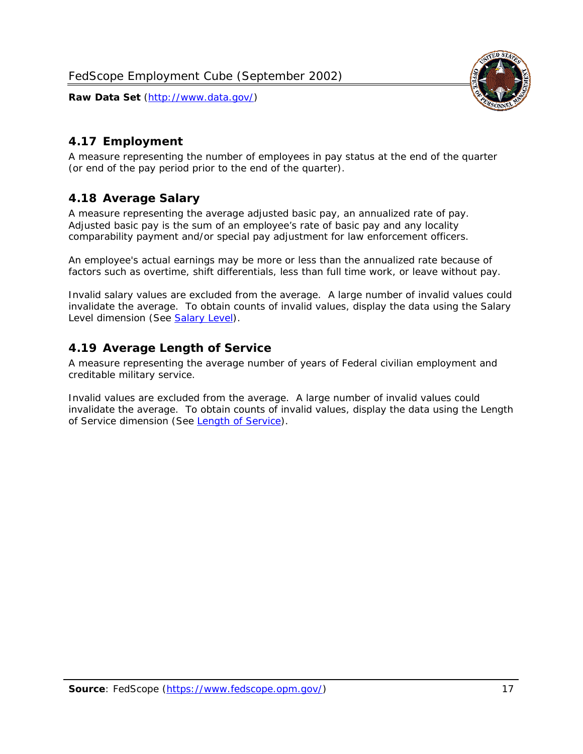## 4.17 Employment

A measure representing the number of employees in pay status at the end of the quarter (or end of the pay period prior to the end of the quarter).

## 4.18 Average Salary

A measure representing the average adjusted basic pay, an annualized rate of pay. Adjusted basic pay is the sum of an employee's rate of basic pay and any locality comparability payment and/or special pay adjustment for law enforcement officers.

An employee's actual earnings may be more or less than the annualized rate because of factors such as overtime, shift differentials, less than full time work, or leave without pay.

Invalid salary values are excluded from the average. A large number of invalid values could invalidate the average. To obtain counts of invalid values, display the data using the Salary Level dimension (See [Salary Level]).

## 4.19 Average Length of Service

A measure representing the average number of years of Federal civilian employment and creditable military service.

Invalid values are excluded from the average. A large number of invalid values could invalidate the average. To obtain counts of invalid values, display the data using the Length of Service dimension (See [Length of Service]).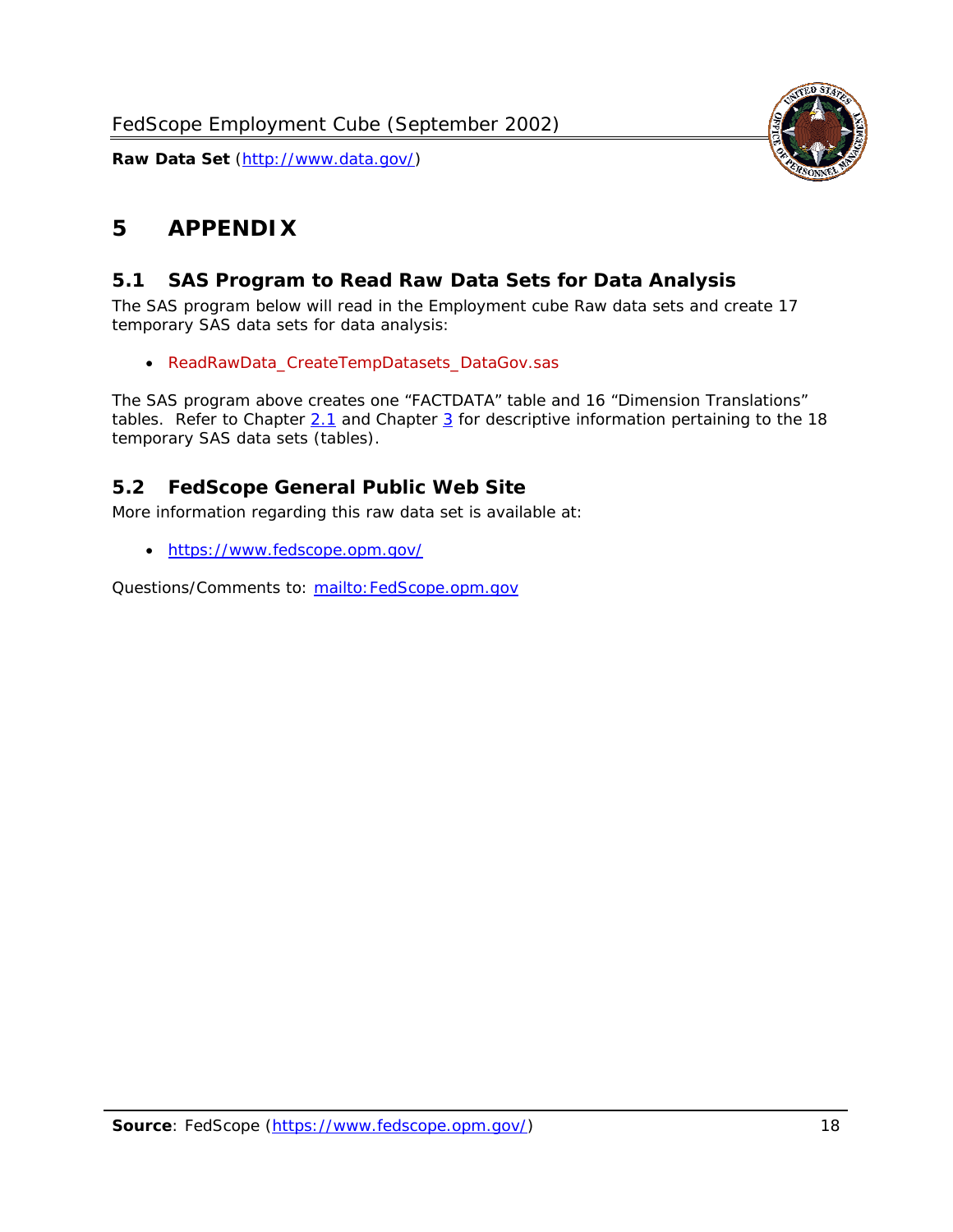# 5 APPENDIX

## 5.1 SAS Program to Read Raw Data Sets for Data Analysis

The SAS program below will read in the Employment cube Raw data sets and create 17 temporary SAS data sets for data analysis:

- ReadRawData_CreateTempDatasets_DataGov.sas

The SAS program above creates one "FACTDATA" table and 16 "Dimension Translations" tables. Refer to Chapter 2.1 and Chapter 3 for descriptive information pertaining to the 18 temporary SAS data sets (tables).

## 5.2 FedScope General Public Web Site

More information regarding this raw data set is available at:

- https://www.fedscope.opm.gov/

Questions/Comments to: mailto:FedScope.opm.gov